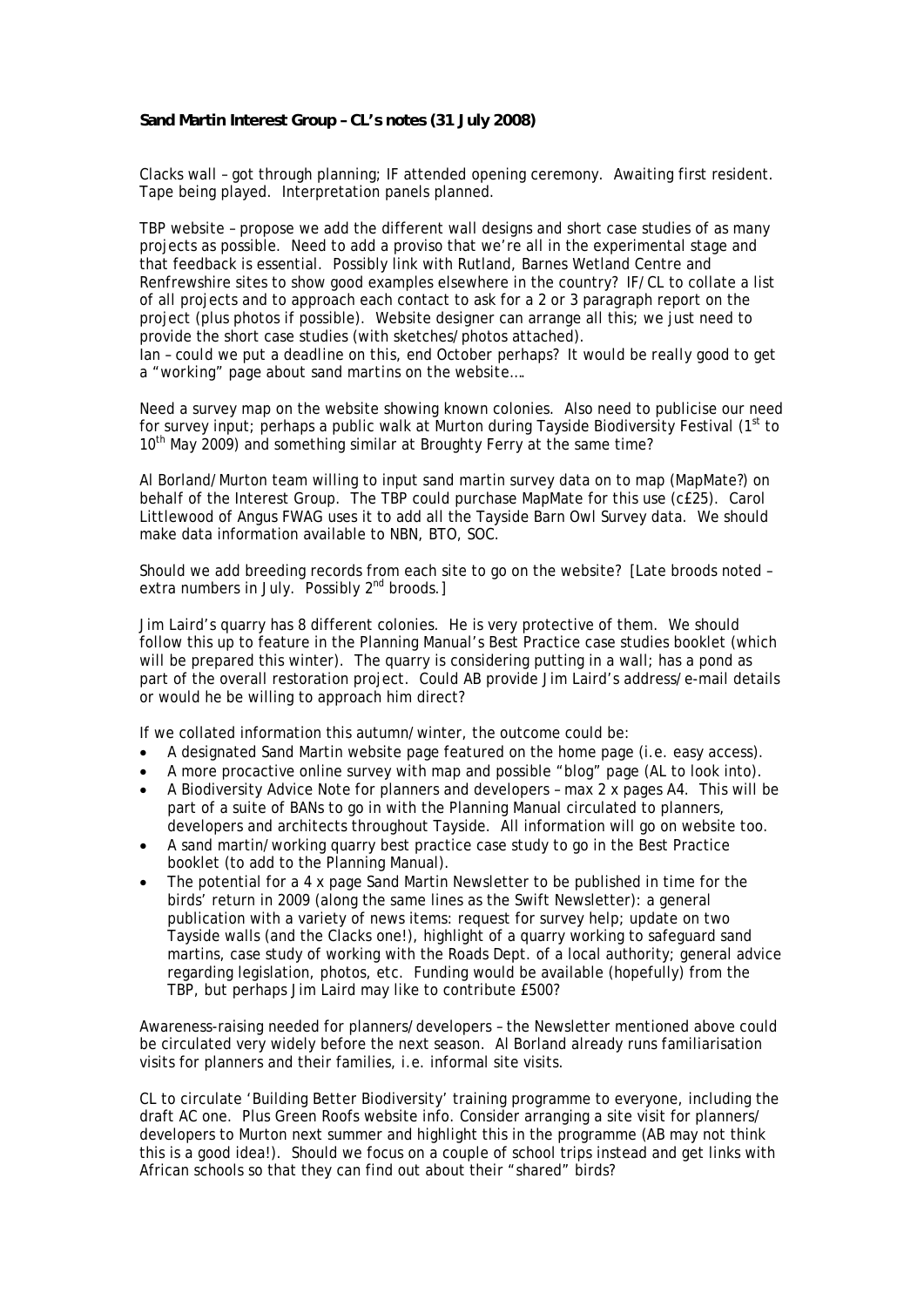**Sand Martin Interest Group – CL's notes (31 July 2008)**

Clacks wall – got through planning; IF attended opening ceremony. Awaiting first resident. Tape being played. Interpretation panels planned.

TBP website – propose we add the different wall designs and short case studies of as many projects as possible. Need to add a proviso that we're all in the experimental stage and that feedback is essential. Possibly link with Rutland, Barnes Wetland Centre and Renfrewshire sites to show good examples elsewhere in the country? IF/CL to collate a list of all projects and to approach each contact to ask for a 2 or 3 paragraph report on the project (plus photos if possible). Website designer can arrange all this; we just need to provide the short case studies (with sketches/photos attached).
*Ian – could we put a deadline on this, end October perhaps? It would be really good to get a "working" page about sand martins on the website….*

Need a survey map on the website showing known colonies. Also need to publicise our need for survey input; perhaps a public walk at Murton during Tayside Biodiversity Festival (1st to 10th May 2009) and something similar at Broughty Ferry at the same time?

Al Borland/Murton team willing to input sand martin survey data on to map (MapMate?) on behalf of the Interest Group. The TBP could purchase MapMate for this use (c£25). Carol Littlewood of Angus FWAG uses it to add all the Tayside Barn Owl Survey data. We should make data information available to NBN, BTO, SOC.

Should we add breeding records from each site to go on the website? [Late broods noted – extra numbers in July. Possibly 2nd broods.]

Jim Laird's quarry has 8 different colonies. He is very protective of them. We should follow this up to feature in the Planning Manual's Best Practice case studies booklet (which will be prepared this winter). The quarry is considering putting in a wall; has a pond as part of the overall restoration project. Could AB provide Jim Laird's address/e-mail details or would he be willing to approach him direct?

If we collated information this autumn/winter, the outcome could be:

- A designated Sand Martin website page featured on the home page (i.e. easy access).
- A more procactive online survey with map and possible "blog" page (AL to look into).
- A Biodiversity Advice Note for planners and developers – max 2 x pages A4. This will be part of a suite of BANs to go in with the Planning Manual circulated to planners, developers and architects throughout Tayside. All information will go on website too.
- A sand martin/working quarry best practice case study to go in the Best Practice booklet (to add to the Planning Manual).
- The potential for a 4 x page Sand Martin Newsletter to be published in time for the birds' return in 2009 (along the same lines as the Swift Newsletter): a general publication with a variety of news items: request for survey help; update on two Tayside walls (and the Clacks one!), highlight of a quarry working to safeguard sand martins, case study of working with the Roads Dept. of a local authority; general advice regarding legislation, photos, etc. Funding would be available (hopefully) from the TBP, but perhaps Jim Laird may like to contribute £500?

Awareness-raising needed for planners/developers – the Newsletter mentioned above could be circulated very widely before the next season. Al Borland already runs familiarisation visits for planners and their families, i.e. informal site visits.

CL to circulate 'Building Better Biodiversity' training programme to everyone, including the draft AC one. Plus Green Roofs website info. Consider arranging a site visit for planners/ developers to Murton next summer and highlight this in the programme (AB may not think this is a good idea!). Should we focus on a couple of school trips instead and get links with African schools so that they can find out about their "shared" birds?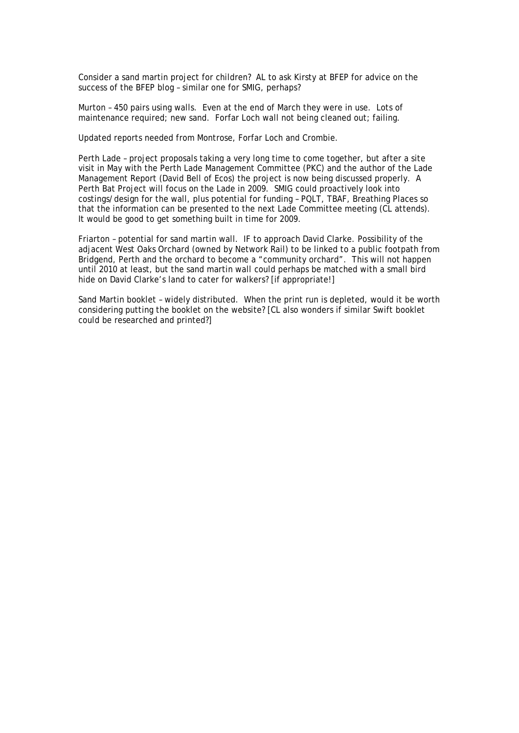Consider a sand martin project for children? AL to ask Kirsty at BFEP for advice on the success of the BFEP blog – similar one for SMIG, perhaps?

Murton – 450 pairs using walls. Even at the end of March they were in use. Lots of maintenance required; new sand. Forfar Loch wall not being cleaned out; failing.

Updated reports needed from Montrose, Forfar Loch and Crombie.

Perth Lade – project proposals taking a very long time to come together, but after a site visit in May with the Perth Lade Management Committee (PKC) and the author of the Lade Management Report (David Bell of Ecos) the project is now being discussed properly. A Perth Bat Project will focus on the Lade in 2009. SMIG could proactively look into costings/design for the wall, plus potential for funding – PQLT, TBAF, Breathing Places so that the information can be presented to the next Lade Committee meeting (CL attends). It would be good to get something built in time for 2009.

Friarton – potential for sand martin wall. IF to approach David Clarke. Possibility of the adjacent West Oaks Orchard (owned by Network Rail) to be linked to a public footpath from Bridgend, Perth and the orchard to become a "community orchard". This will not happen until 2010 at least, but the sand martin wall could perhaps be matched with a small bird hide on David Clarke's land to cater for walkers? [if appropriate!]

Sand Martin booklet – widely distributed. When the print run is depleted, would it be worth considering putting the booklet on the website? [CL also wonders if similar Swift booklet could be researched and printed?]